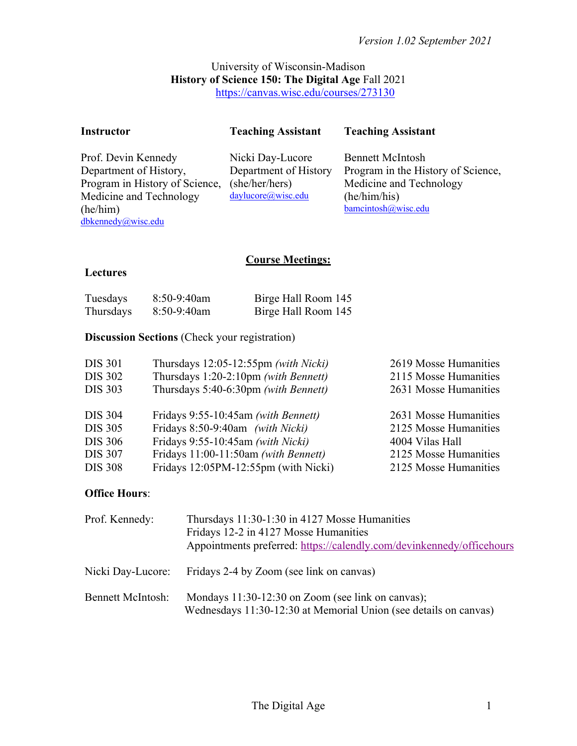*Version 1.02 September 2021*

University of Wisconsin-Madison
**History of Science 150: The Digital Age** Fall 2021
https://canvas.wisc.edu/courses/273130

| **Instructor** | **Teaching Assistant** | **Teaching Assistant** |
|---|---|---|
| Prof. Devin Kennedy<br>Department of History,<br>Program in History of Science, Medicine and Technology<br>(he/him)<br>dbkennedy@wisc.edu | Nicki Day-Lucore<br>Department of History<br>(she/her/hers)<br>daylucore@wisc.edu | Bennett McIntosh<br>Program in the History of Science, Medicine and Technology<br>(he/him/his)<br>bamcintosh@wisc.edu |

## Course Meetings:

### Lectures

| | | |
|---|---|---|
| Tuesdays | 8:50-9:40am | Birge Hall Room 145 |
| Thursdays | 8:50-9:40am | Birge Hall Room 145 |

### Discussion Sections (Check your registration)

| | | |
|---|---|---|
| DIS 301 | Thursdays 12:05-12:55pm *(with Nicki)* | 2619 Mosse Humanities |
| DIS 302 | Thursdays 1:20-2:10pm *(with Bennett)* | 2115 Mosse Humanities |
| DIS 303 | Thursdays 5:40-6:30pm *(with Bennett)* | 2631 Mosse Humanities |
| DIS 304 | Fridays 9:55-10:45am *(with Bennett)* | 2631 Mosse Humanities |
| DIS 305 | Fridays 8:50-9:40am *(with Nicki)* | 2125 Mosse Humanities |
| DIS 306 | Fridays 9:55-10:45am *(with Nicki)* | 4004 Vilas Hall |
| DIS 307 | Fridays 11:00-11:50am *(with Bennett)* | 2125 Mosse Humanities |
| DIS 308 | Fridays 12:05PM-12:55pm (with Nicki) | 2125 Mosse Humanities |

### Office Hours:

| | |
|---|---|
| Prof. Kennedy: | Thursdays 11:30-1:30 in 4127 Mosse Humanities<br>Fridays 12-2 in 4127 Mosse Humanities<br>Appointments preferred: https://calendly.com/devinkennedy/officehours |
| Nicki Day-Lucore: | Fridays 2-4 by Zoom (see link on canvas) |
| Bennett McIntosh: | Mondays 11:30-12:30 on Zoom (see link on canvas);<br>Wednesdays 11:30-12:30 at Memorial Union (see details on canvas) |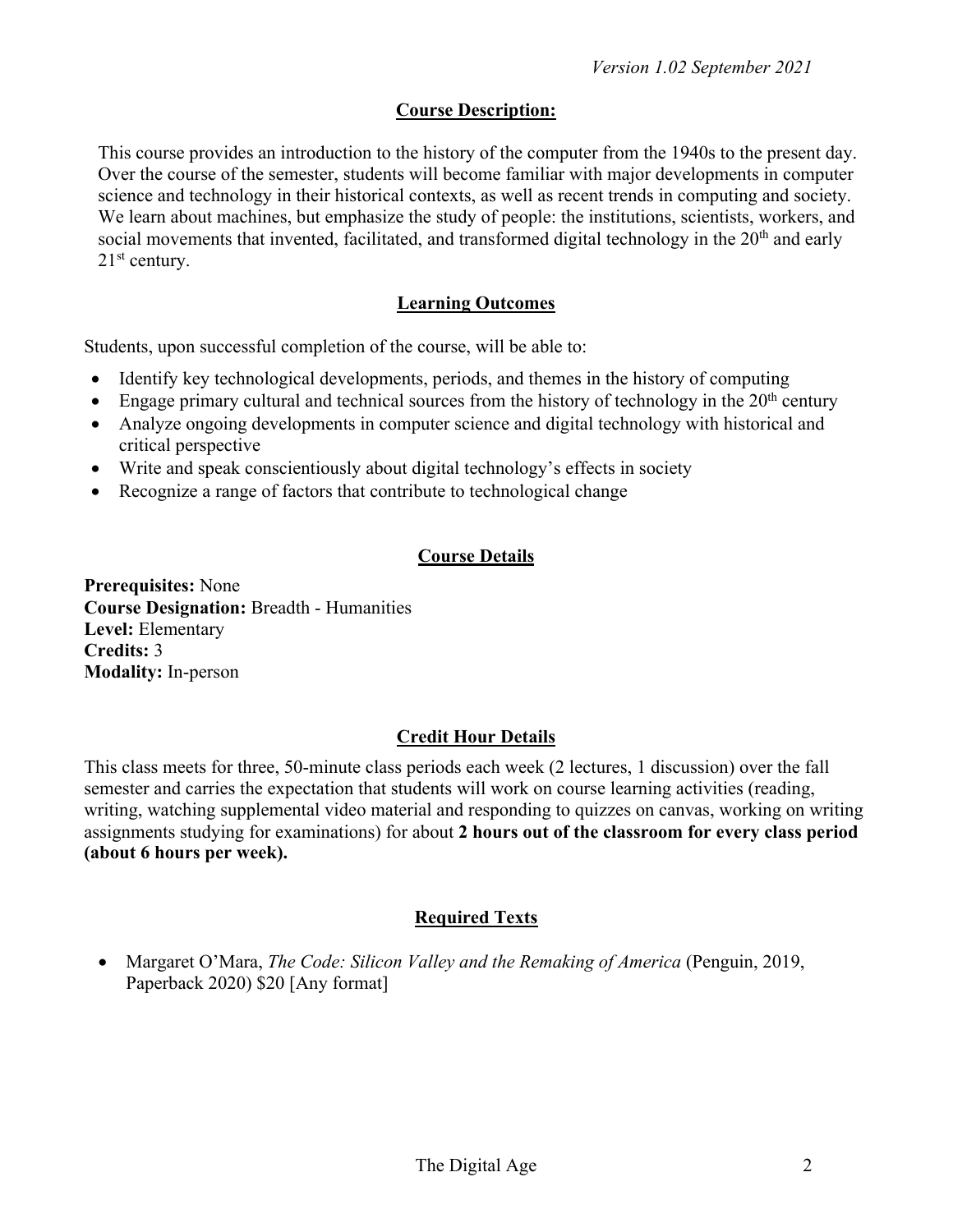*Version 1.02 September 2021*

## Course Description:

This course provides an introduction to the history of the computer from the 1940s to the present day. Over the course of the semester, students will become familiar with major developments in computer science and technology in their historical contexts, as well as recent trends in computing and society. We learn about machines, but emphasize the study of people: the institutions, scientists, workers, and social movements that invented, facilitated, and transformed digital technology in the 20th and early 21st century.

## Learning Outcomes

Students, upon successful completion of the course, will be able to:

- Identify key technological developments, periods, and themes in the history of computing
- Engage primary cultural and technical sources from the history of technology in the 20th century
- Analyze ongoing developments in computer science and digital technology with historical and critical perspective
- Write and speak conscientiously about digital technology's effects in society
- Recognize a range of factors that contribute to technological change

## Course Details

**Prerequisites:** None
**Course Designation:** Breadth - Humanities
**Level:** Elementary
**Credits:** 3
**Modality:** In-person

## Credit Hour Details

This class meets for three, 50-minute class periods each week (2 lectures, 1 discussion) over the fall semester and carries the expectation that students will work on course learning activities (reading, writing, watching supplemental video material and responding to quizzes on canvas, working on writing assignments studying for examinations) for about **2 hours out of the classroom for every class period (about 6 hours per week).**

## Required Texts

- Margaret O'Mara, *The Code: Silicon Valley and the Remaking of America* (Penguin, 2019, Paperback 2020) $20 [Any format]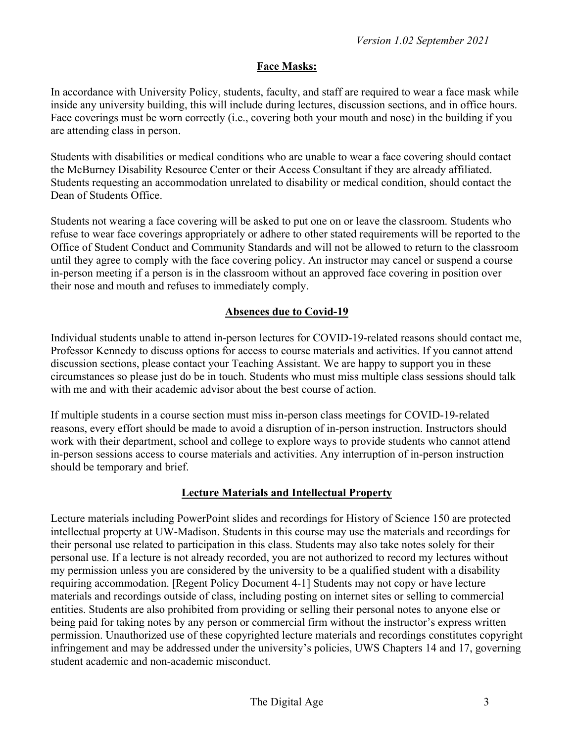## Face Masks:

In accordance with University Policy, students, faculty, and staff are required to wear a face mask while inside any university building, this will include during lectures, discussion sections, and in office hours. Face coverings must be worn correctly (i.e., covering both your mouth and nose) in the building if you are attending class in person.

Students with disabilities or medical conditions who are unable to wear a face covering should contact the McBurney Disability Resource Center or their Access Consultant if they are already affiliated. Students requesting an accommodation unrelated to disability or medical condition, should contact the Dean of Students Office.

Students not wearing a face covering will be asked to put one on or leave the classroom. Students who refuse to wear face coverings appropriately or adhere to other stated requirements will be reported to the Office of Student Conduct and Community Standards and will not be allowed to return to the classroom until they agree to comply with the face covering policy. An instructor may cancel or suspend a course in-person meeting if a person is in the classroom without an approved face covering in position over their nose and mouth and refuses to immediately comply.

## Absences due to Covid-19

Individual students unable to attend in-person lectures for COVID-19-related reasons should contact me, Professor Kennedy to discuss options for access to course materials and activities. If you cannot attend discussion sections, please contact your Teaching Assistant. We are happy to support you in these circumstances so please just do be in touch. Students who must miss multiple class sessions should talk with me and with their academic advisor about the best course of action.

If multiple students in a course section must miss in-person class meetings for COVID-19-related reasons, every effort should be made to avoid a disruption of in-person instruction. Instructors should work with their department, school and college to explore ways to provide students who cannot attend in-person sessions access to course materials and activities. Any interruption of in-person instruction should be temporary and brief.

## Lecture Materials and Intellectual Property

Lecture materials including PowerPoint slides and recordings for History of Science 150 are protected intellectual property at UW-Madison. Students in this course may use the materials and recordings for their personal use related to participation in this class. Students may also take notes solely for their personal use. If a lecture is not already recorded, you are not authorized to record my lectures without my permission unless you are considered by the university to be a qualified student with a disability requiring accommodation. [Regent Policy Document 4-1] Students may not copy or have lecture materials and recordings outside of class, including posting on internet sites or selling to commercial entities. Students are also prohibited from providing or selling their personal notes to anyone else or being paid for taking notes by any person or commercial firm without the instructor's express written permission. Unauthorized use of these copyrighted lecture materials and recordings constitutes copyright infringement and may be addressed under the university's policies, UWS Chapters 14 and 17, governing student academic and non-academic misconduct.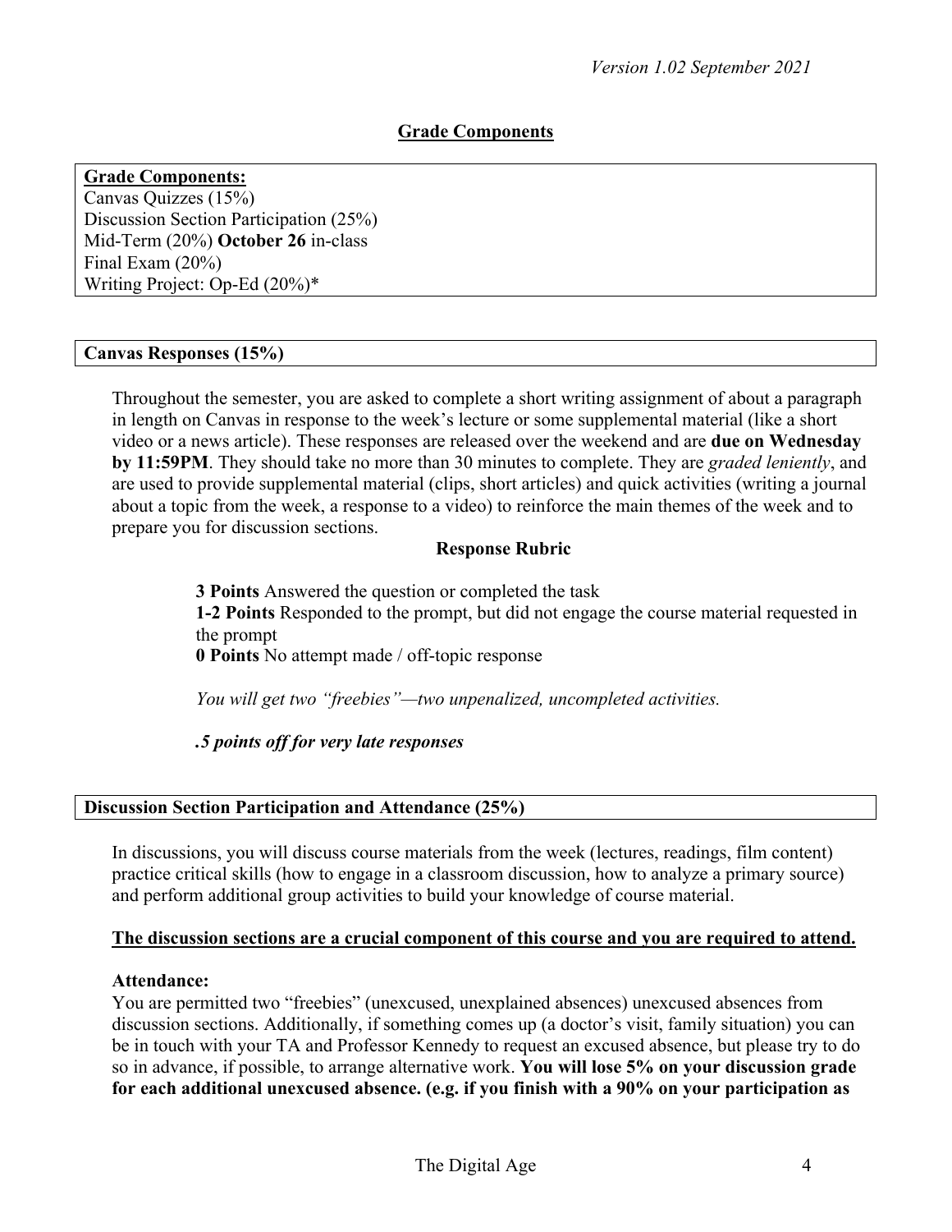*Version 1.02 September 2021*

## Grade Components

**Grade Components:**
Canvas Quizzes (15%)
Discussion Section Participation (25%)
Mid-Term (20%) **October 26** in-class
Final Exam (20%)
Writing Project: Op-Ed (20%)*

### Canvas Responses (15%)

Throughout the semester, you are asked to complete a short writing assignment of about a paragraph in length on Canvas in response to the week's lecture or some supplemental material (like a short video or a news article). These responses are released over the weekend and are **due on Wednesday by 11:59PM**. They should take no more than 30 minutes to complete. They are *graded leniently*, and are used to provide supplemental material (clips, short articles) and quick activities (writing a journal about a topic from the week, a response to a video) to reinforce the main themes of the week and to prepare you for discussion sections.

**Response Rubric**

**3 Points** Answered the question or completed the task
**1-2 Points** Responded to the prompt, but did not engage the course material requested in the prompt
**0 Points** No attempt made / off-topic response

*You will get two "freebies"—two unpenalized, uncompleted activities.*

***.5 points off for very late responses***

### Discussion Section Participation and Attendance (25%)

In discussions, you will discuss course materials from the week (lectures, readings, film content) practice critical skills (how to engage in a classroom discussion, how to analyze a primary source) and perform additional group activities to build your knowledge of course material.

**The discussion sections are a crucial component of this course and you are required to attend.**

**Attendance:**
You are permitted two "freebies" (unexcused, unexplained absences) unexcused absences from discussion sections. Additionally, if something comes up (a doctor's visit, family situation) you can be in touch with your TA and Professor Kennedy to request an excused absence, but please try to do so in advance, if possible, to arrange alternative work. **You will lose 5% on your discussion grade for each additional unexcused absence. (e.g. if you finish with a 90% on your participation as**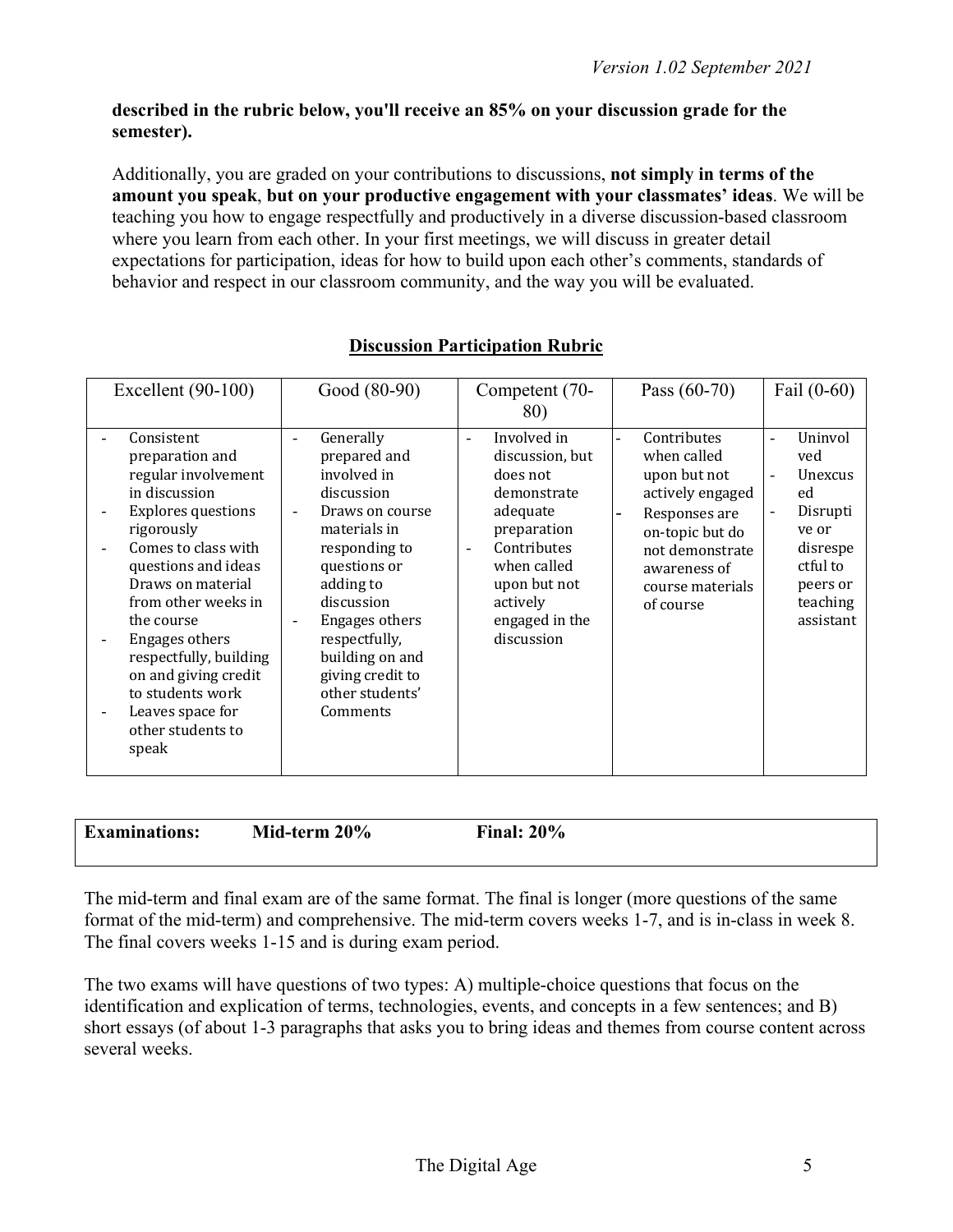**described in the rubric below, you'll receive an 85% on your discussion grade for the semester).**

Additionally, you are graded on your contributions to discussions, **not simply in terms of the amount you speak**, **but on your productive engagement with your classmates' ideas**. We will be teaching you how to engage respectfully and productively in a diverse discussion-based classroom where you learn from each other. In your first meetings, we will discuss in greater detail expectations for participation, ideas for how to build upon each other's comments, standards of behavior and respect in our classroom community, and the way you will be evaluated.

## Discussion Participation Rubric

| Excellent (90-100) | Good (80-90) | Competent (70-80) | Pass (60-70) | Fail (0-60) |
|---|---|---|---|---|
| - Consistent preparation and regular involvement in discussion<br>- Explores questions rigorously<br>- Comes to class with questions and ideas Draws on material from other weeks in the course<br>- Engages others respectfully, building on and giving credit to students work<br>- Leaves space for other students to speak | - Generally prepared and involved in discussion<br>- Draws on course materials in responding to questions or adding to discussion<br>- Engages others respectfully, building on and giving credit to other students' Comments | - Involved in discussion, but does not demonstrate adequate preparation<br>- Contributes when called upon but not actively engaged in the discussion | - Contributes when called upon but not actively engaged<br>- Responses are on-topic but do not demonstrate awareness of course materials of course | - Uninvolved<br>- Unexcused<br>- Disruptive or disrespectful to peers or teaching assistant |

| **Examinations:** | **Mid-term 20%** | **Final: 20%** |
|---|---|---|

The mid-term and final exam are of the same format. The final is longer (more questions of the same format of the mid-term) and comprehensive. The mid-term covers weeks 1-7, and is in-class in week 8. The final covers weeks 1-15 and is during exam period.

The two exams will have questions of two types: A) multiple-choice questions that focus on the identification and explication of terms, technologies, events, and concepts in a few sentences; and B) short essays (of about 1-3 paragraphs that asks you to bring ideas and themes from course content across several weeks.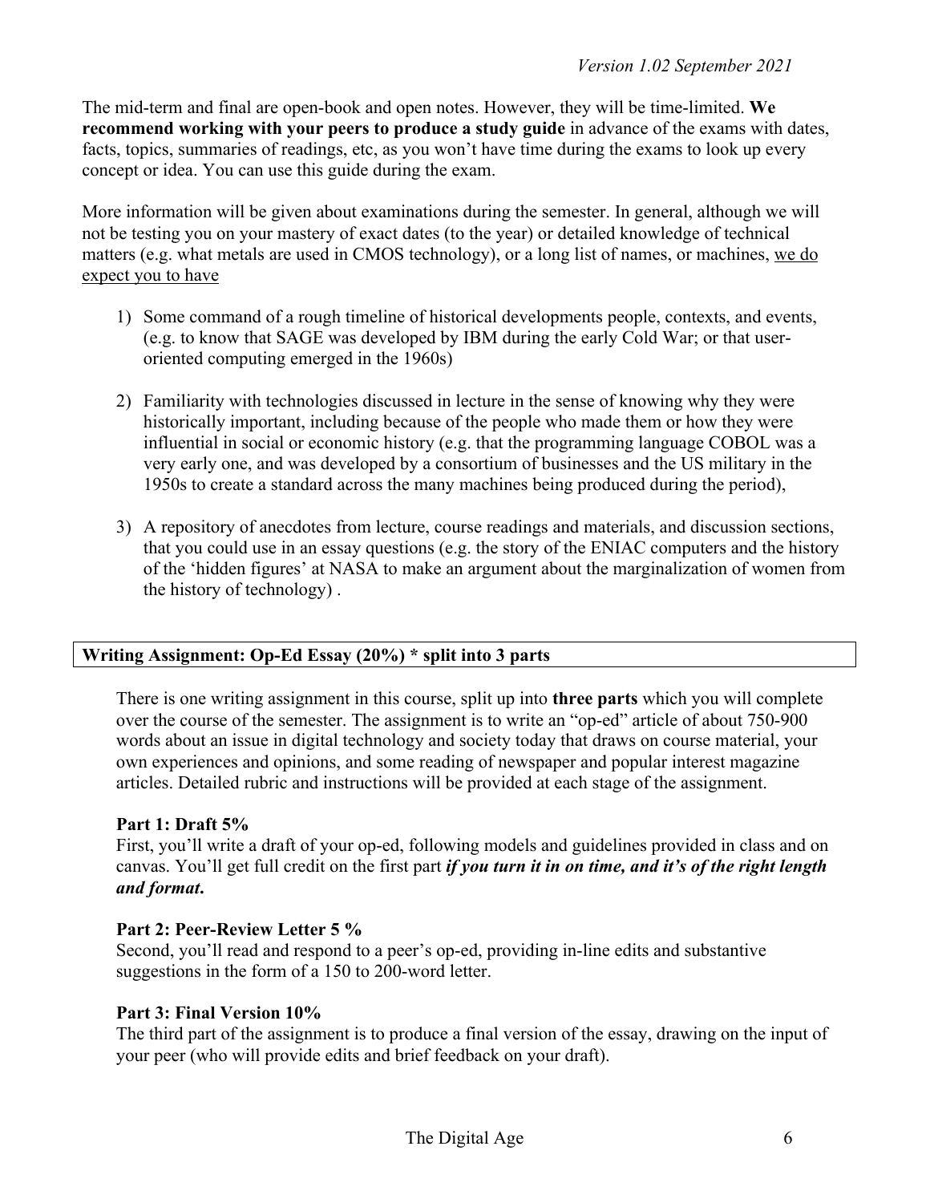The mid-term and final are open-book and open notes. However, they will be time-limited. **We recommend working with your peers to produce a study guide** in advance of the exams with dates, facts, topics, summaries of readings, etc, as you won't have time during the exams to look up every concept or idea. You can use this guide during the exam.

More information will be given about examinations during the semester. In general, although we will not be testing you on your mastery of exact dates (to the year) or detailed knowledge of technical matters (e.g. what metals are used in CMOS technology), or a long list of names, or machines, <u>we do expect you to have</u>

1) Some command of a rough timeline of historical developments people, contexts, and events, (e.g. to know that SAGE was developed by IBM during the early Cold War; or that user-oriented computing emerged in the 1960s)

2) Familiarity with technologies discussed in lecture in the sense of knowing why they were historically important, including because of the people who made them or how they were influential in social or economic history (e.g. that the programming language COBOL was a very early one, and was developed by a consortium of businesses and the US military in the 1950s to create a standard across the many machines being produced during the period),

3) A repository of anecdotes from lecture, course readings and materials, and discussion sections, that you could use in an essay questions (e.g. the story of the ENIAC computers and the history of the 'hidden figures' at NASA to make an argument about the marginalization of women from the history of technology) .

## Writing Assignment: Op-Ed Essay (20%) * split into 3 parts

There is one writing assignment in this course, split up into **three parts** which you will complete over the course of the semester. The assignment is to write an "op-ed" article of about 750-900 words about an issue in digital technology and society today that draws on course material, your own experiences and opinions, and some reading of newspaper and popular interest magazine articles. Detailed rubric and instructions will be provided at each stage of the assignment.

### Part 1: Draft 5%

First, you'll write a draft of your op-ed, following models and guidelines provided in class and on canvas. You'll get full credit on the first part ***if you turn it in on time, and it's of the right length and format.***

### Part 2: Peer-Review Letter 5 %

Second, you'll read and respond to a peer's op-ed, providing in-line edits and substantive suggestions in the form of a 150 to 200-word letter.

### Part 3: Final Version 10%

The third part of the assignment is to produce a final version of the essay, drawing on the input of your peer (who will provide edits and brief feedback on your draft).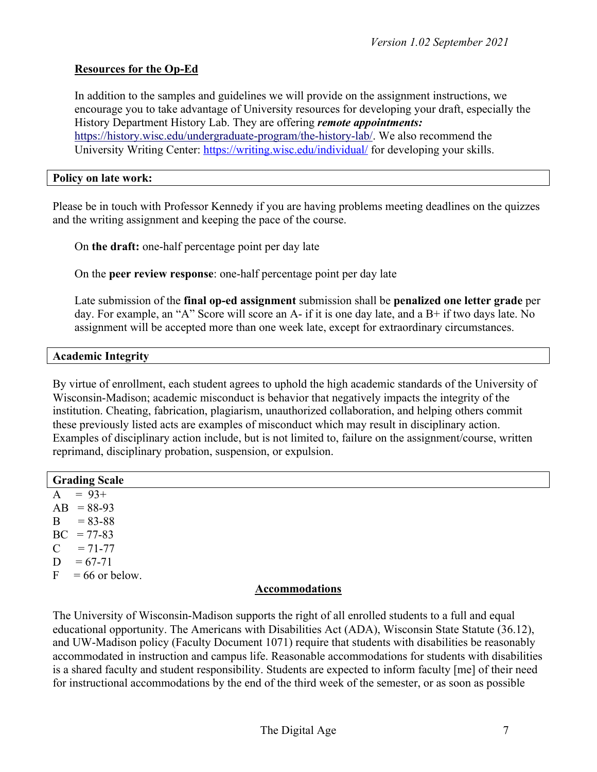## Resources for the Op-Ed

In addition to the samples and guidelines we will provide on the assignment instructions, we encourage you to take advantage of University resources for developing your draft, especially the History Department History Lab. They are offering ***remote appointments:*** https://history.wisc.edu/undergraduate-program/the-history-lab/. We also recommend the University Writing Center: https://writing.wisc.edu/individual/ for developing your skills.

## Policy on late work:

Please be in touch with Professor Kennedy if you are having problems meeting deadlines on the quizzes and the writing assignment and keeping the pace of the course.

On **the draft:** one-half percentage point per day late

On the **peer review response**: one-half percentage point per day late

Late submission of the **final op-ed assignment** submission shall be **penalized one letter grade** per day. For example, an "A" Score will score an A- if it is one day late, and a B+ if two days late. No assignment will be accepted more than one week late, except for extraordinary circumstances.

## Academic Integrity

By virtue of enrollment, each student agrees to uphold the high academic standards of the University of Wisconsin-Madison; academic misconduct is behavior that negatively impacts the integrity of the institution. Cheating, fabrication, plagiarism, unauthorized collaboration, and helping others commit these previously listed acts are examples of misconduct which may result in disciplinary action. Examples of disciplinary action include, but is not limited to, failure on the assignment/course, written reprimand, disciplinary probation, suspension, or expulsion.

## Grading Scale

A = 93+
AB = 88-93
B = 83-88
BC = 77-83
C = 71-77
D = 67-71
F = 66 or below.

## Accommodations

The University of Wisconsin-Madison supports the right of all enrolled students to a full and equal educational opportunity. The Americans with Disabilities Act (ADA), Wisconsin State Statute (36.12), and UW-Madison policy (Faculty Document 1071) require that students with disabilities be reasonably accommodated in instruction and campus life. Reasonable accommodations for students with disabilities is a shared faculty and student responsibility. Students are expected to inform faculty [me] of their need for instructional accommodations by the end of the third week of the semester, or as soon as possible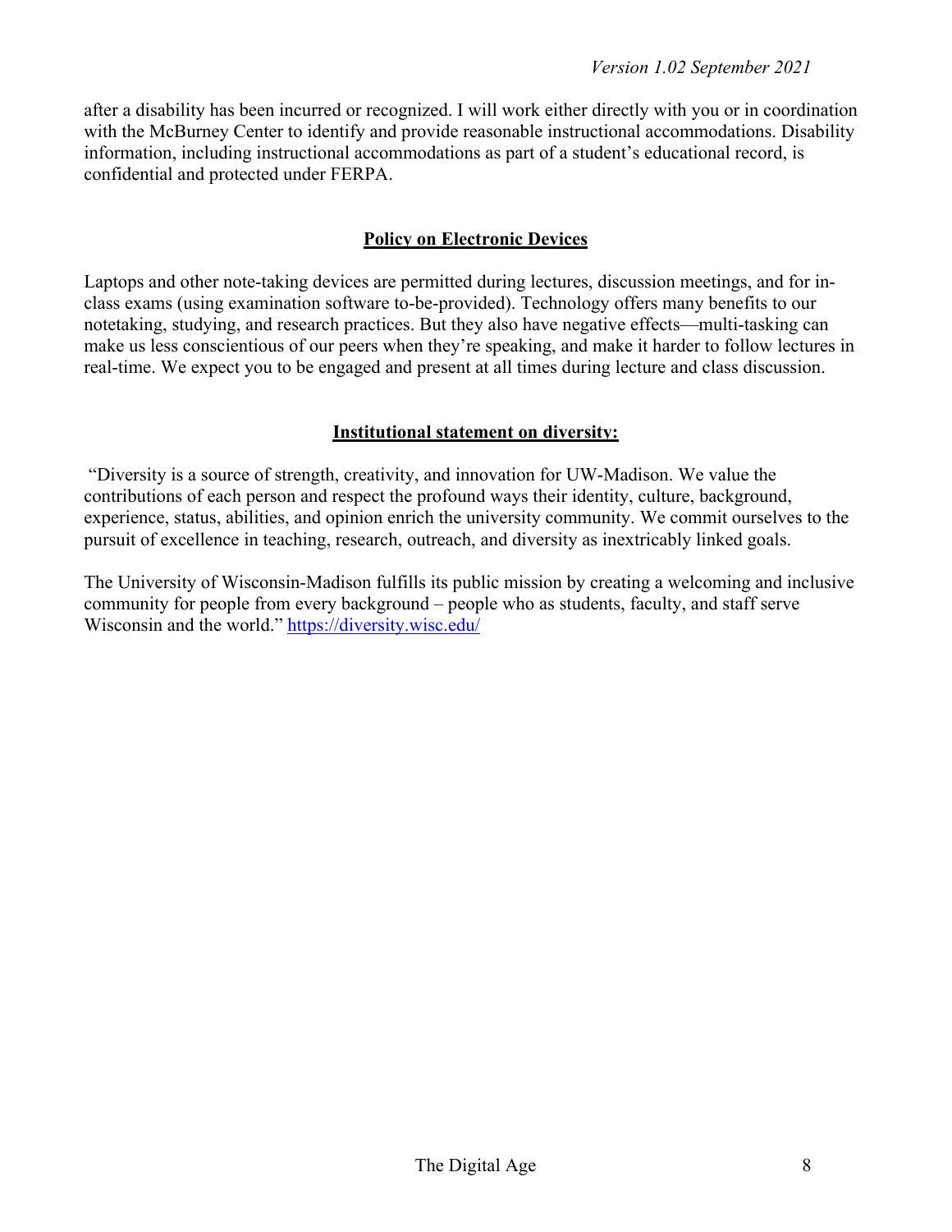after a disability has been incurred or recognized. I will work either directly with you or in coordination with the McBurney Center to identify and provide reasonable instructional accommodations. Disability information, including instructional accommodations as part of a student's educational record, is confidential and protected under FERPA.

## Policy on Electronic Devices

Laptops and other note-taking devices are permitted during lectures, discussion meetings, and for in-class exams (using examination software to-be-provided). Technology offers many benefits to our notetaking, studying, and research practices. But they also have negative effects—multi-tasking can make us less conscientious of our peers when they're speaking, and make it harder to follow lectures in real-time. We expect you to be engaged and present at all times during lecture and class discussion.

## Institutional statement on diversity:

"Diversity is a source of strength, creativity, and innovation for UW-Madison. We value the contributions of each person and respect the profound ways their identity, culture, background, experience, status, abilities, and opinion enrich the university community. We commit ourselves to the pursuit of excellence in teaching, research, outreach, and diversity as inextricably linked goals.

The University of Wisconsin-Madison fulfills its public mission by creating a welcoming and inclusive community for people from every background – people who as students, faculty, and staff serve Wisconsin and the world." https://diversity.wisc.edu/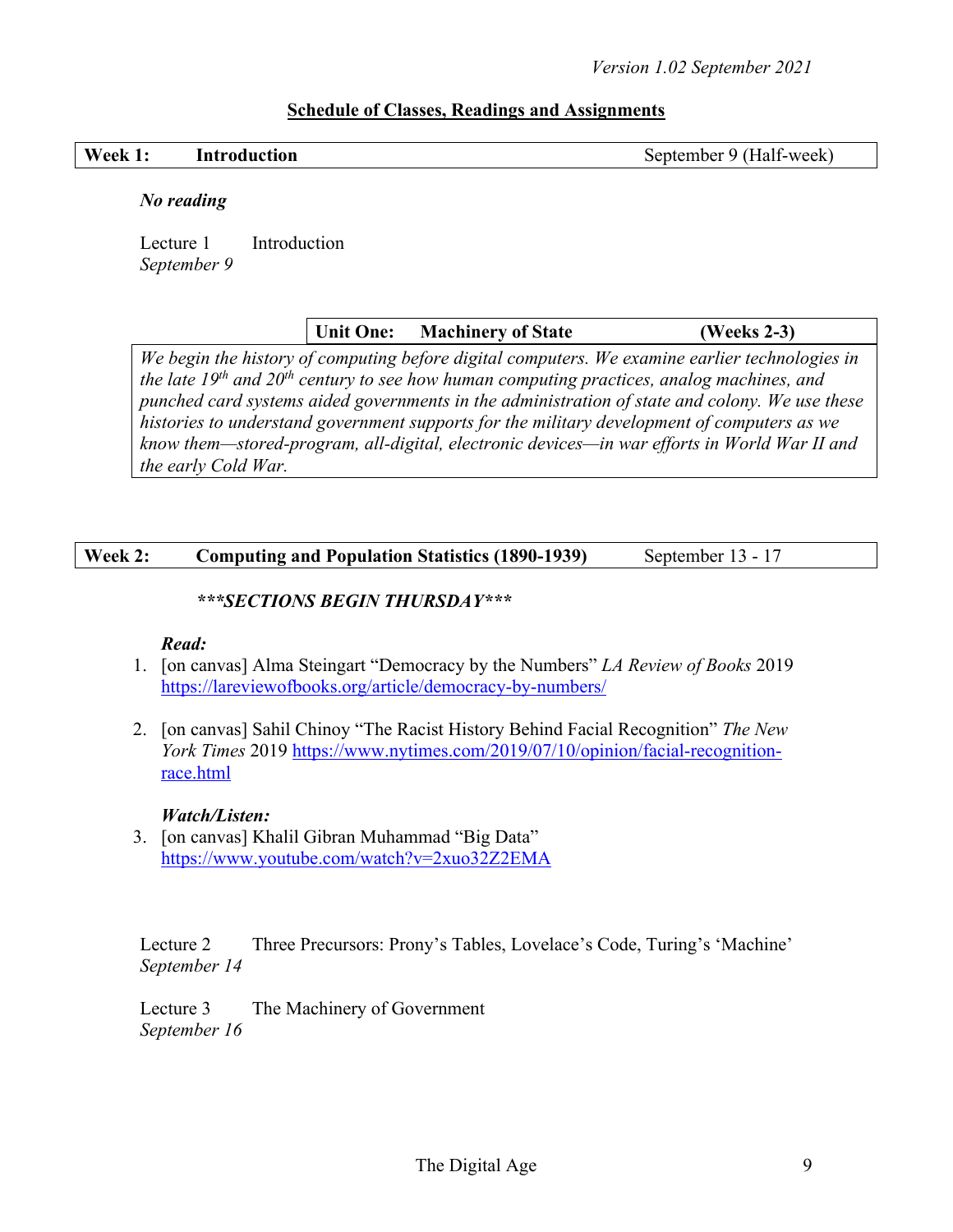*Version 1.02 September 2021*

## Schedule of Classes, Readings and Assignments

| **Week 1:** | **Introduction** | September 9 (Half-week) |
|---|---|---|

***No reading***

Lecture 1 Introduction
*September 9*

| **Unit One:** | **Machinery of State** | **(Weeks 2-3)** |
|---|---|---|

*We begin the history of computing before digital computers. We examine earlier technologies in the late 19th and 20th century to see how human computing practices, analog machines, and punched card systems aided governments in the administration of state and colony. We use these histories to understand government supports for the military development of computers as we know them—stored-program, all-digital, electronic devices—in war efforts in World War II and the early Cold War.*

| **Week 2:** | **Computing and Population Statistics (1890-1939)** | September 13 - 17 |
|---|---|---|

***\*\*\*SECTIONS BEGIN THURSDAY\*\*\****

***Read:***

1. [on canvas] Alma Steingart "Democracy by the Numbers" *LA Review of Books* 2019 https://lareviewofbooks.org/article/democracy-by-numbers/

2. [on canvas] Sahil Chinoy "The Racist History Behind Facial Recognition" *The New York Times* 2019 https://www.nytimes.com/2019/07/10/opinion/facial-recognition-race.html

***Watch/Listen:***

3. [on canvas] Khalil Gibran Muhammad "Big Data" https://www.youtube.com/watch?v=2xuo32Z2EMA

Lecture 2 Three Precursors: Prony's Tables, Lovelace's Code, Turing's 'Machine'
*September 14*

Lecture 3 The Machinery of Government
*September 16*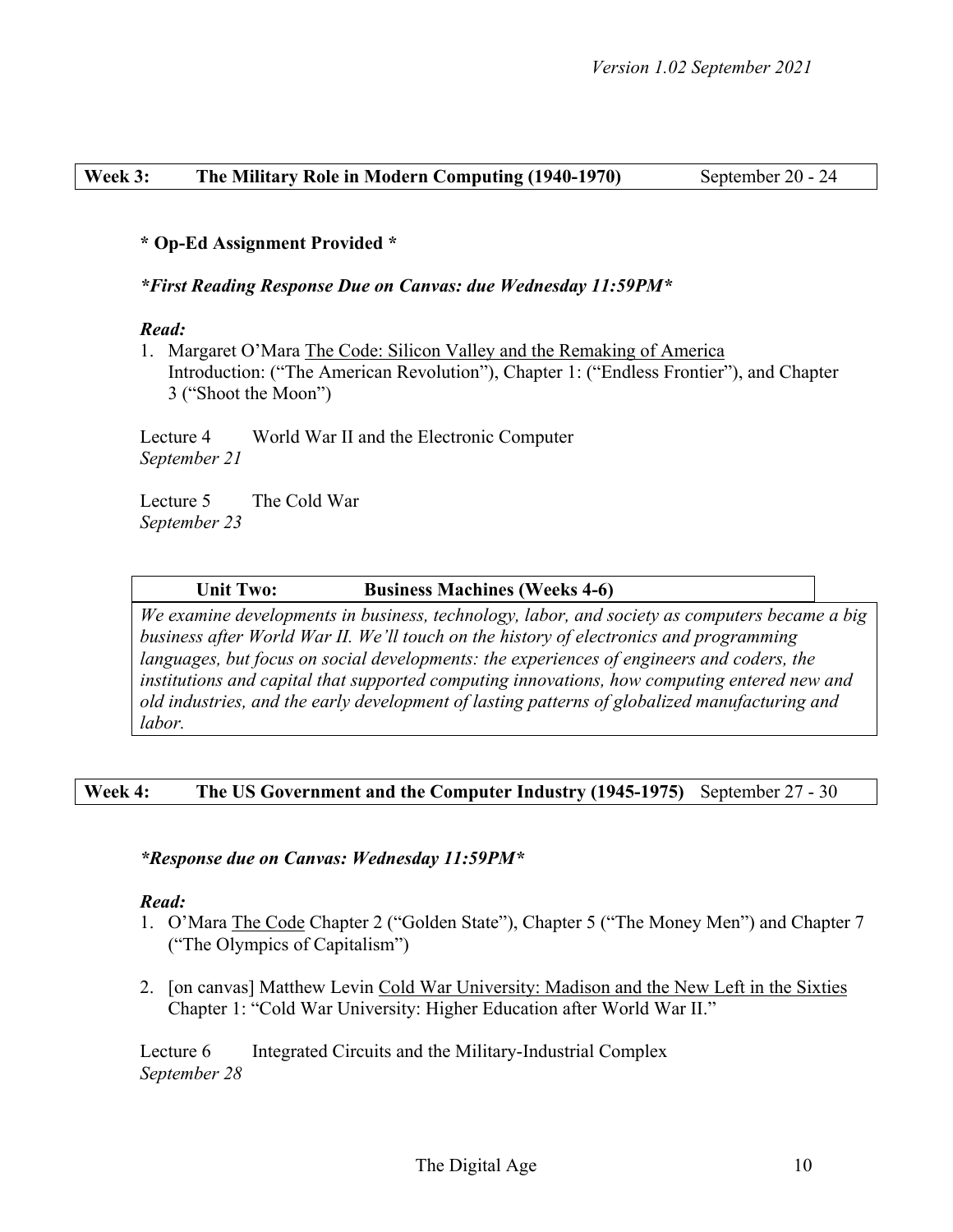## Week 3: The Military Role in Modern Computing (1940-1970) — September 20 - 24

**\* Op-Ed Assignment Provided \***

***\*First Reading Response Due on Canvas: due Wednesday 11:59PM\****

***Read:***

1. Margaret O'Mara The Code: Silicon Valley and the Remaking of America Introduction: ("The American Revolution"), Chapter 1: ("Endless Frontier"), and Chapter 3 ("Shoot the Moon")

Lecture 4 — World War II and the Electronic Computer
*September 21*

Lecture 5 — The Cold War
*September 23*

## Unit Two: Business Machines (Weeks 4-6)

*We examine developments in business, technology, labor, and society as computers became a big business after World War II. We'll touch on the history of electronics and programming languages, but focus on social developments: the experiences of engineers and coders, the institutions and capital that supported computing innovations, how computing entered new and old industries, and the early development of lasting patterns of globalized manufacturing and labor.*

## Week 4: The US Government and the Computer Industry (1945-1975) — September 27 - 30

***\*Response due on Canvas: Wednesday 11:59PM\****

***Read:***

1. O'Mara The Code Chapter 2 ("Golden State"), Chapter 5 ("The Money Men") and Chapter 7 ("The Olympics of Capitalism")

2. [on canvas] Matthew Levin Cold War University: Madison and the New Left in the Sixties Chapter 1: "Cold War University: Higher Education after World War II."

Lecture 6 — Integrated Circuits and the Military-Industrial Complex
*September 28*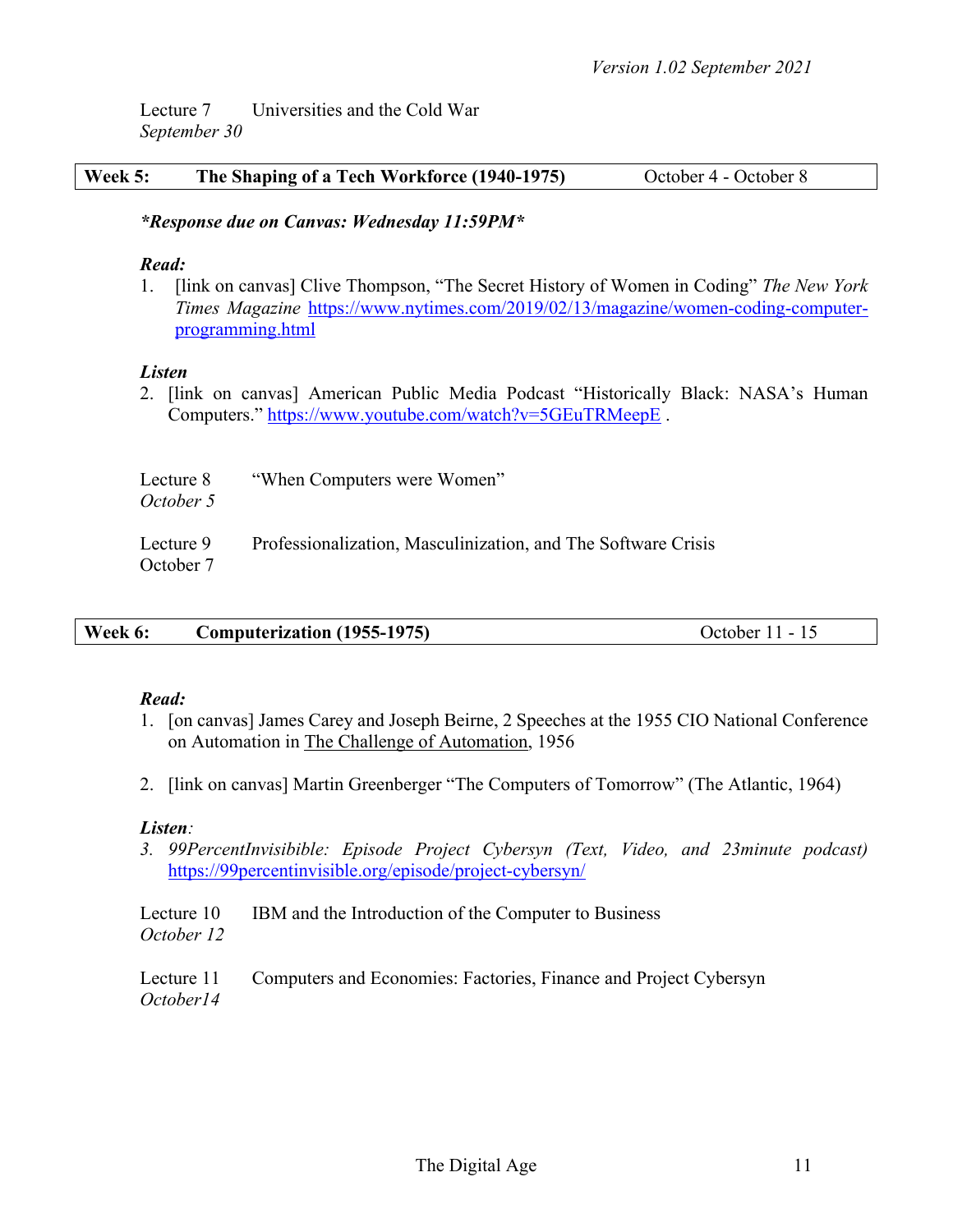Lecture 7 Universities and the Cold War
*September 30*

| Week 5: | The Shaping of a Tech Workforce (1940-1975) | October 4 - October 8 |
|---|---|---|

***Response due on Canvas: Wednesday 11:59PM***

***Read:***

1. [link on canvas] Clive Thompson, "The Secret History of Women in Coding" *The New York Times Magazine* [https://www.nytimes.com/2019/02/13/magazine/women-coding-computer-programming.html](https://www.nytimes.com/2019/02/13/magazine/women-coding-computer-programming.html)

***Listen***

2. [link on canvas] American Public Media Podcast "Historically Black: NASA's Human Computers." [https://www.youtube.com/watch?v=5GEuTRMeepE](https://www.youtube.com/watch?v=5GEuTRMeepE) .

Lecture 8 "When Computers were Women"
*October 5*

Lecture 9 Professionalization, Masculinization, and The Software Crisis
October 7

| Week 6: | Computerization (1955-1975) | October 11 - 15 |
|---|---|---|

***Read:***

1. [on canvas] James Carey and Joseph Beirne, 2 Speeches at the 1955 CIO National Conference on Automation in The Challenge of Automation, 1956

2. [link on canvas] Martin Greenberger "The Computers of Tomorrow" (The Atlantic, 1964)

***Listen:***

3. *99PercentInvisibile: Episode Project Cybersyn (Text, Video, and 23minute podcast)* [https://99percentinvisible.org/episode/project-cybersyn/](https://99percentinvisible.org/episode/project-cybersyn/)

Lecture 10 IBM and the Introduction of the Computer to Business
*October 12*

Lecture 11 Computers and Economies: Factories, Finance and Project Cybersyn
*October14*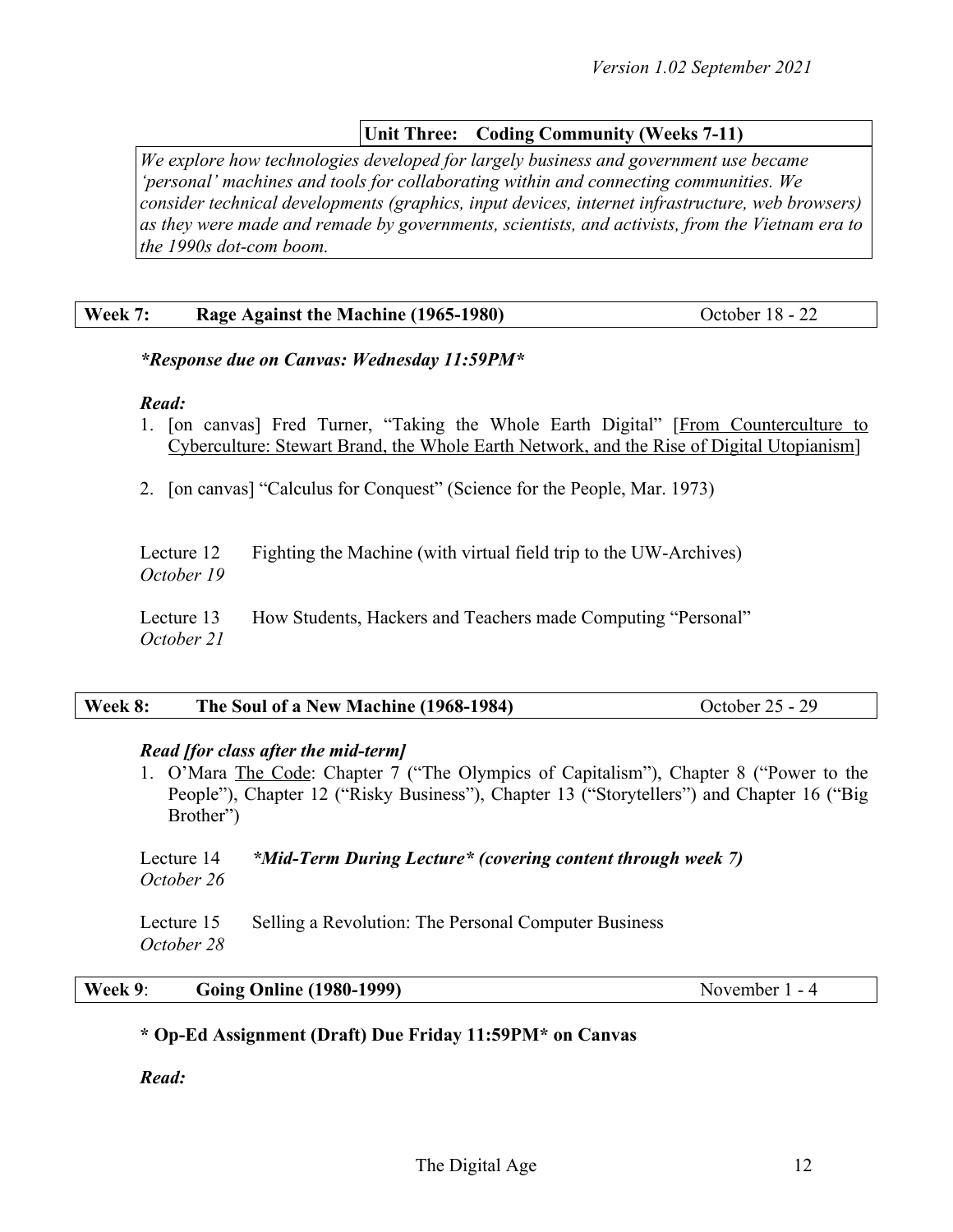## Unit Three: Coding Community (Weeks 7-11)

*We explore how technologies developed for largely business and government use became 'personal' machines and tools for collaborating within and connecting communities. We consider technical developments (graphics, input devices, internet infrastructure, web browsers) as they were made and remade by governments, scientists, and activists, from the Vietnam era to the 1990s dot-com boom.*

### Week 7: Rage Against the Machine (1965-1980) — October 18 - 22

***Response due on Canvas: Wednesday 11:59PM***

***Read:***

1. [on canvas] Fred Turner, "Taking the Whole Earth Digital" [From Counterculture to Cyberculture: Stewart Brand, the Whole Earth Network, and the Rise of Digital Utopianism]
2. [on canvas] "Calculus for Conquest" (Science for the People, Mar. 1973)

Lecture 12 *October 19* — Fighting the Machine (with virtual field trip to the UW-Archives)

Lecture 13 *October 21* — How Students, Hackers and Teachers made Computing "Personal"

### Week 8: The Soul of a New Machine (1968-1984) — October 25 - 29

***Read [for class after the mid-term]***

1. O'Mara The Code: Chapter 7 ("The Olympics of Capitalism"), Chapter 8 ("Power to the People"), Chapter 12 ("Risky Business"), Chapter 13 ("Storytellers") and Chapter 16 ("Big Brother")

Lecture 14 *October 26* — ***Mid-Term During Lecture* (covering content through week 7)**

Lecture 15 *October 28* — Selling a Revolution: The Personal Computer Business

### Week 9: Going Online (1980-1999) — November 1 - 4

**\* Op-Ed Assignment (Draft) Due Friday 11:59PM\* on Canvas**

***Read:***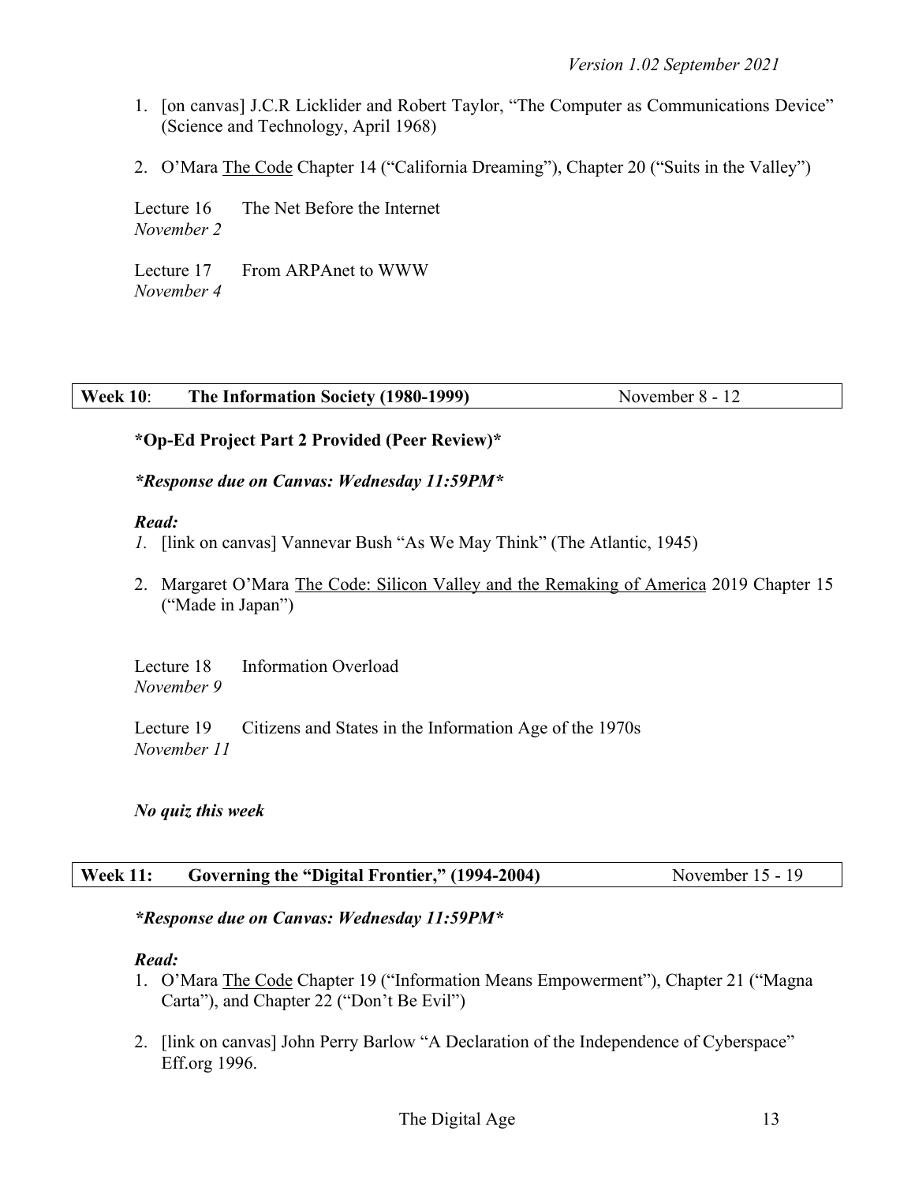1. [on canvas] J.C.R Licklider and Robert Taylor, "The Computer as Communications Device" (Science and Technology, April 1968)

2. O'Mara The Code Chapter 14 ("California Dreaming"), Chapter 20 ("Suits in the Valley")

Lecture 16 The Net Before the Internet
*November 2*

Lecture 17 From ARPAnet to WWW
*November 4*

| **Week 10**: | **The Information Society (1980-1999)** | November 8 - 12 |
|---|---|---|

**\*Op-Ed Project Part 2 Provided (Peer Review)\***

***\*Response due on Canvas: Wednesday 11:59PM\****

***Read:***

1. [link on canvas] Vannevar Bush "As We May Think" (The Atlantic, 1945)

2. Margaret O'Mara The Code: Silicon Valley and the Remaking of America 2019 Chapter 15 ("Made in Japan")

Lecture 18 Information Overload
*November 9*

Lecture 19 Citizens and States in the Information Age of the 1970s
*November 11*

***No quiz this week***

| **Week 11:** | **Governing the "Digital Frontier," (1994-2004)** | November 15 - 19 |
|---|---|---|

***\*Response due on Canvas: Wednesday 11:59PM\****

***Read:***

1. O'Mara The Code Chapter 19 ("Information Means Empowerment"), Chapter 21 ("Magna Carta"), and Chapter 22 ("Don't Be Evil")

2. [link on canvas] John Perry Barlow "A Declaration of the Independence of Cyberspace" Eff.org 1996.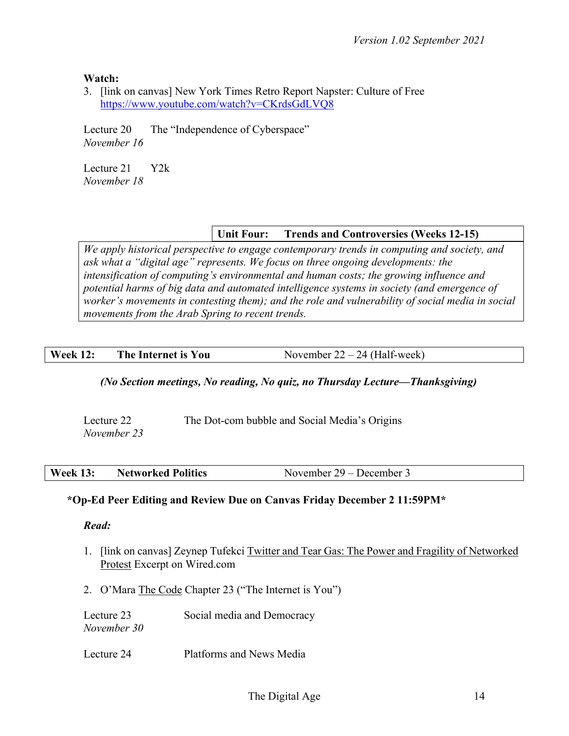**Watch:**

3. [link on canvas] New York Times Retro Report Napster: Culture of Free https://www.youtube.com/watch?v=CKrdsGdLVQ8

Lecture 20 The "Independence of Cyberspace"
*November 16*

Lecture 21 Y2k
*November 18*

| Unit Four: Trends and Controversies (Weeks 12-15) |
| --- |
| *We apply historical perspective to engage contemporary trends in computing and society, and ask what a "digital age" represents. We focus on three ongoing developments: the intensification of computing's environmental and human costs; the growing influence and potential harms of big data and automated intelligence systems in society (and emergence of worker's movements in contesting them); and the role and vulnerability of social media in social movements from the Arab Spring to recent trends.* |

| Week 12: | The Internet is You | November 22 – 24 (Half-week) |
| --- | --- | --- |

***(No Section meetings, No reading, No quiz, no Thursday Lecture—Thanksgiving)***

Lecture 22 The Dot-com bubble and Social Media's Origins
*November 23*

| Week 13: | Networked Politics | November 29 – December 3 |
| --- | --- | --- |

**\*Op-Ed Peer Editing and Review Due on Canvas Friday December 2 11:59PM\***

***Read:***

1. [link on canvas] Zeynep Tufekci Twitter and Tear Gas: The Power and Fragility of Networked Protest Excerpt on Wired.com

2. O'Mara The Code Chapter 23 ("The Internet is You")

Lecture 23 Social media and Democracy
*November 30*

Lecture 24 Platforms and News Media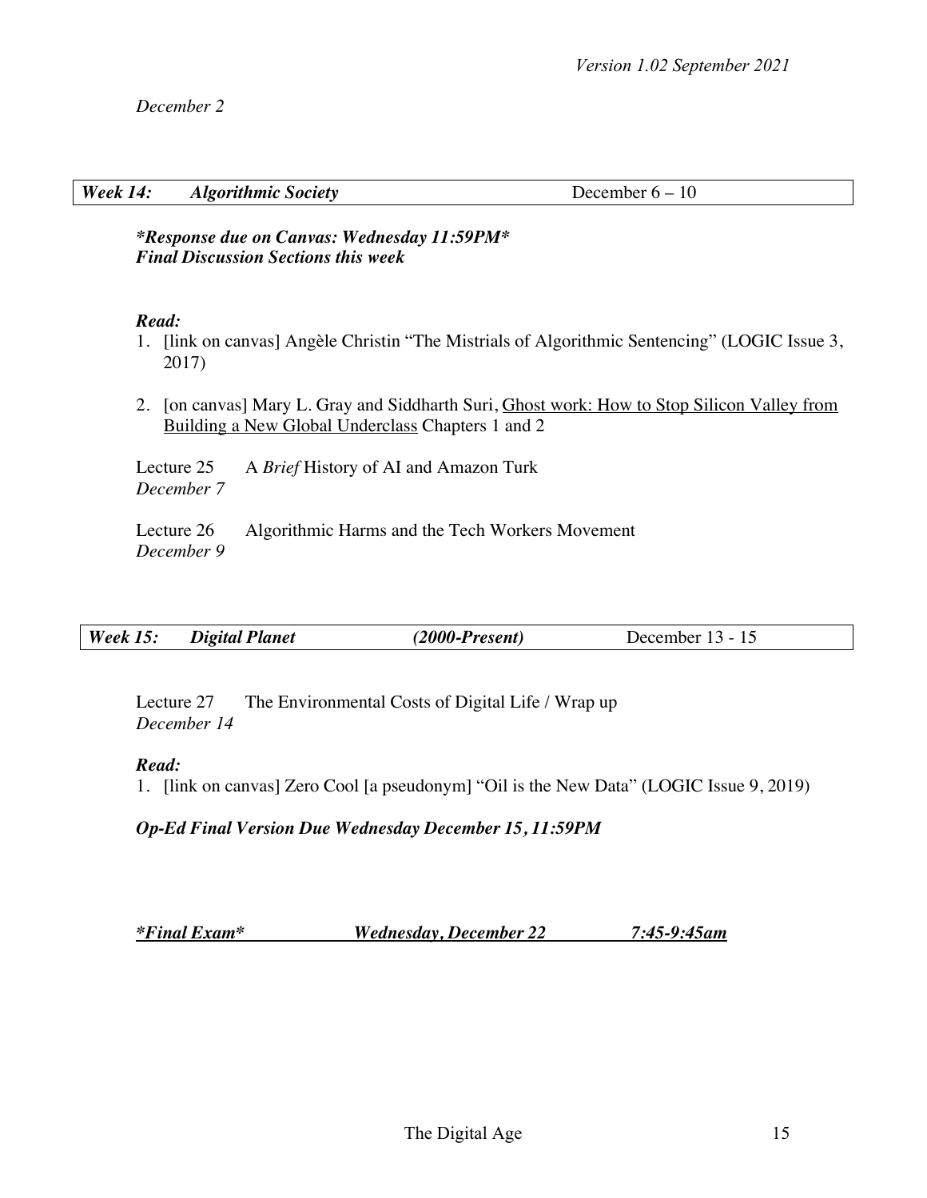*December 2*

| *Week 14:* | *Algorithmic Society* | December 6 – 10 |
|---|---|---|

***Response due on Canvas: Wednesday 11:59PM****
***Final Discussion Sections this week***

***Read:***

1. [link on canvas] Angèle Christin "The Mistrials of Algorithmic Sentencing" (LOGIC Issue 3, 2017)

2. [on canvas] Mary L. Gray and Siddharth Suri, Ghost work: How to Stop Silicon Valley from Building a New Global Underclass Chapters 1 and 2

Lecture 25 A *Brief* History of AI and Amazon Turk
*December 7*

Lecture 26 Algorithmic Harms and the Tech Workers Movement
*December 9*

| *Week 15:* | *Digital Planet* | *(2000-Present)* | December 13 - 15 |
|---|---|---|---|

Lecture 27 The Environmental Costs of Digital Life / Wrap up
*December 14*

***Read:***

1. [link on canvas] Zero Cool [a pseudonym] "Oil is the New Data" (LOGIC Issue 9, 2019)

***Op-Ed Final Version Due Wednesday December 15, 11:59PM***

***\*Final Exam\*     Wednesday, December 22     7:45-9:45am***